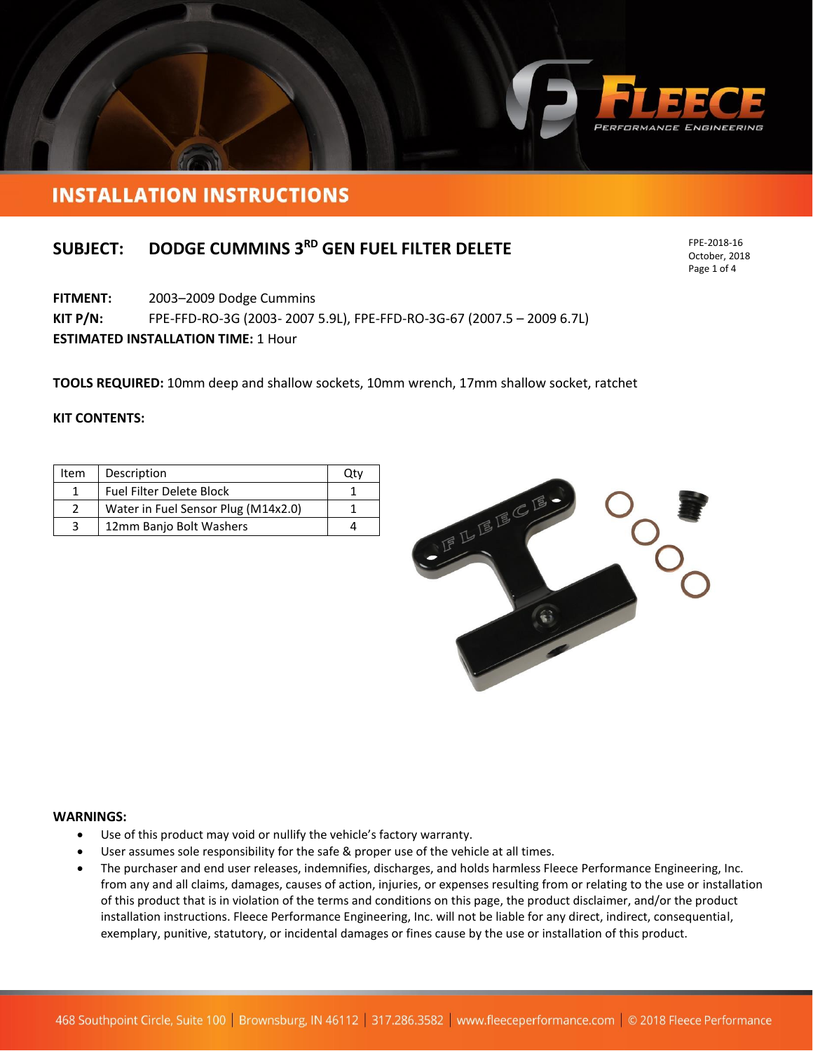# INSTALLATION INSTRUCTIONS

## SUBJECT: DODGE CUMMINS 3RD GEN FUEL FILTER DELETE

FPE-2018-16
October, 2018

**FITMENT:** 2003–2009 Dodge Cummins

**KIT P/N:** FPE-FFD-RO-3G (2003- 2007 5.9L), FPE-FFD-RO-3G-67 (2007.5 – 2009 6.7L)

**ESTIMATED INSTALLATION TIME:** 1 Hour

**TOOLS REQUIRED:** 10mm deep and shallow sockets, 10mm wrench, 17mm shallow socket, ratchet

**KIT CONTENTS:**

| Item | Description | Qty |
| --- | --- | --- |
| 1 | Fuel Filter Delete Block | 1 |
| 2 | Water in Fuel Sensor Plug (M14x2.0) | 1 |
| 3 | 12mm Banjo Bolt Washers | 4 |

**WARNINGS:**

- Use of this product may void or nullify the vehicle's factory warranty.
- User assumes sole responsibility for the safe & proper use of the vehicle at all times.
- The purchaser and end user releases, indemnifies, discharges, and holds harmless Fleece Performance Engineering, Inc. from any and all claims, damages, causes of action, injuries, or expenses resulting from or relating to the use or installation of this product that is in violation of the terms and conditions on this page, the product disclaimer, and/or the product installation instructions. Fleece Performance Engineering, Inc. will not be liable for any direct, indirect, consequential, exemplary, punitive, statutory, or incidental damages or fines cause by the use or installation of this product.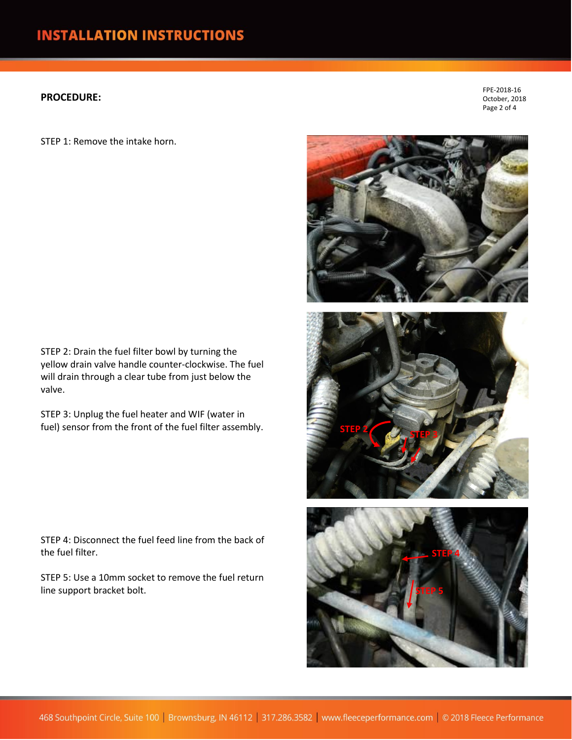**PROCEDURE:**

FPE-2018-16
October, 2018

STEP 1: Remove the intake horn.

STEP 2: Drain the fuel filter bowl by turning the yellow drain valve handle counter-clockwise. The fuel will drain through a clear tube from just below the valve.

STEP 3: Unplug the fuel heater and WIF (water in fuel) sensor from the front of the fuel filter assembly.

STEP 4: Disconnect the fuel feed line from the back of the fuel filter.

STEP 5: Use a 10mm socket to remove the fuel return line support bracket bolt.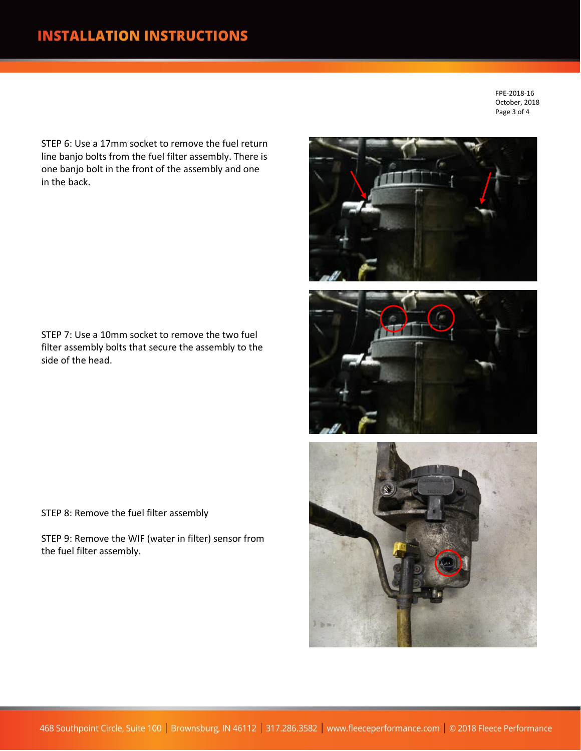STEP 6: Use a 17mm socket to remove the fuel return line banjo bolts from the fuel filter assembly. There is one banjo bolt in the front of the assembly and one in the back.

STEP 7: Use a 10mm socket to remove the two fuel filter assembly bolts that secure the assembly to the side of the head.

STEP 8: Remove the fuel filter assembly

STEP 9: Remove the WIF (water in filter) sensor from the fuel filter assembly.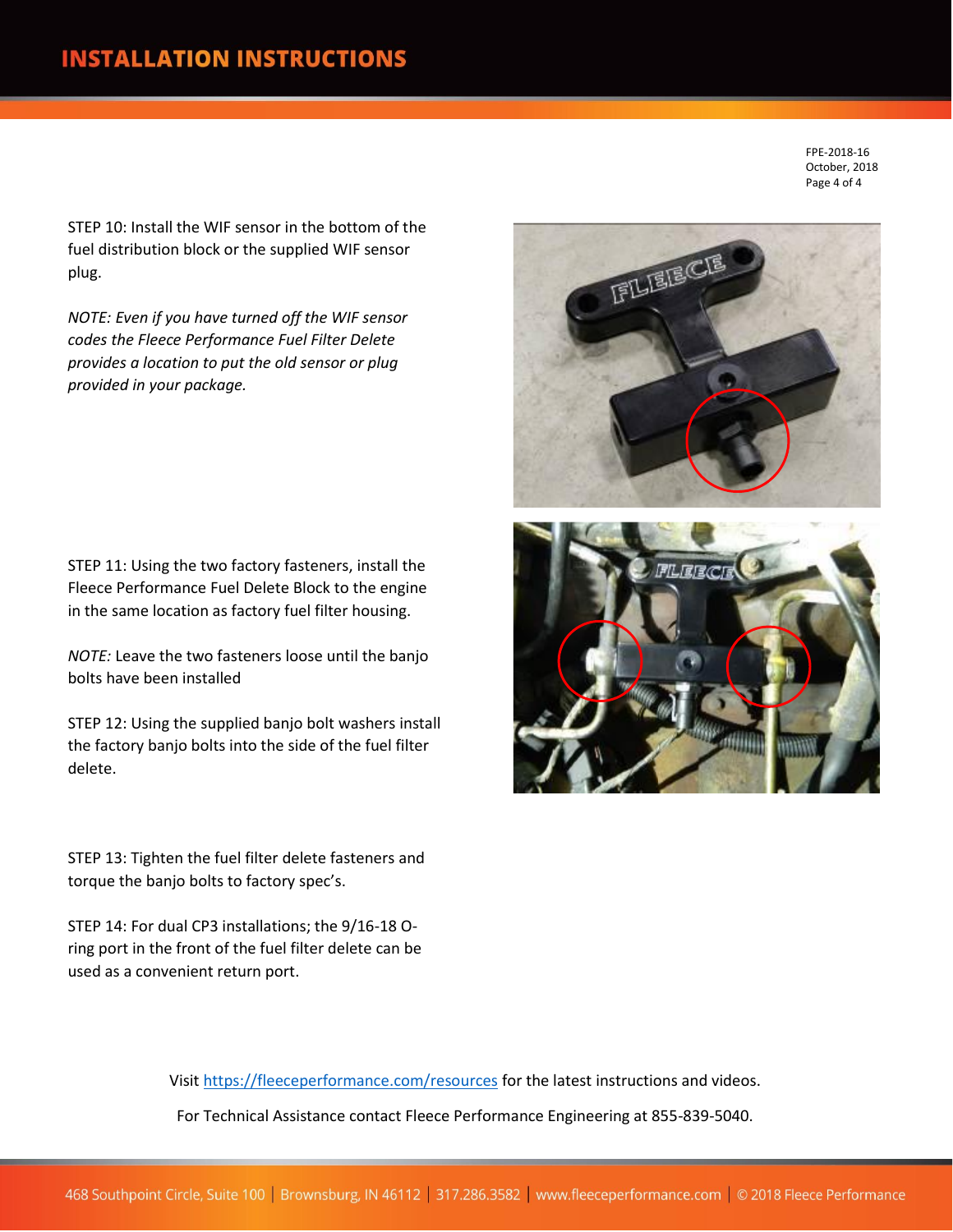FPE-2018-16
October, 2018

STEP 10: Install the WIF sensor in the bottom of the fuel distribution block or the supplied WIF sensor plug.

*NOTE: Even if you have turned off the WIF sensor codes the Fleece Performance Fuel Filter Delete provides a location to put the old sensor or plug provided in your package.*

STEP 11: Using the two factory fasteners, install the Fleece Performance Fuel Delete Block to the engine in the same location as factory fuel filter housing.

*NOTE:* Leave the two fasteners loose until the banjo bolts have been installed

STEP 12: Using the supplied banjo bolt washers install the factory banjo bolts into the side of the fuel filter delete.

STEP 13: Tighten the fuel filter delete fasteners and torque the banjo bolts to factory spec's.

STEP 14: For dual CP3 installations; the 9/16-18 O-ring port in the front of the fuel filter delete can be used as a convenient return port.

Visit https://fleeceperformance.com/resources for the latest instructions and videos.

For Technical Assistance contact Fleece Performance Engineering at 855-839-5040.

468 Southpoint Circle, Suite 100 | Brownsburg, IN 46112 | 317.286.3582 | www.fleeceperformance.com | © 2018 Fleece Performance